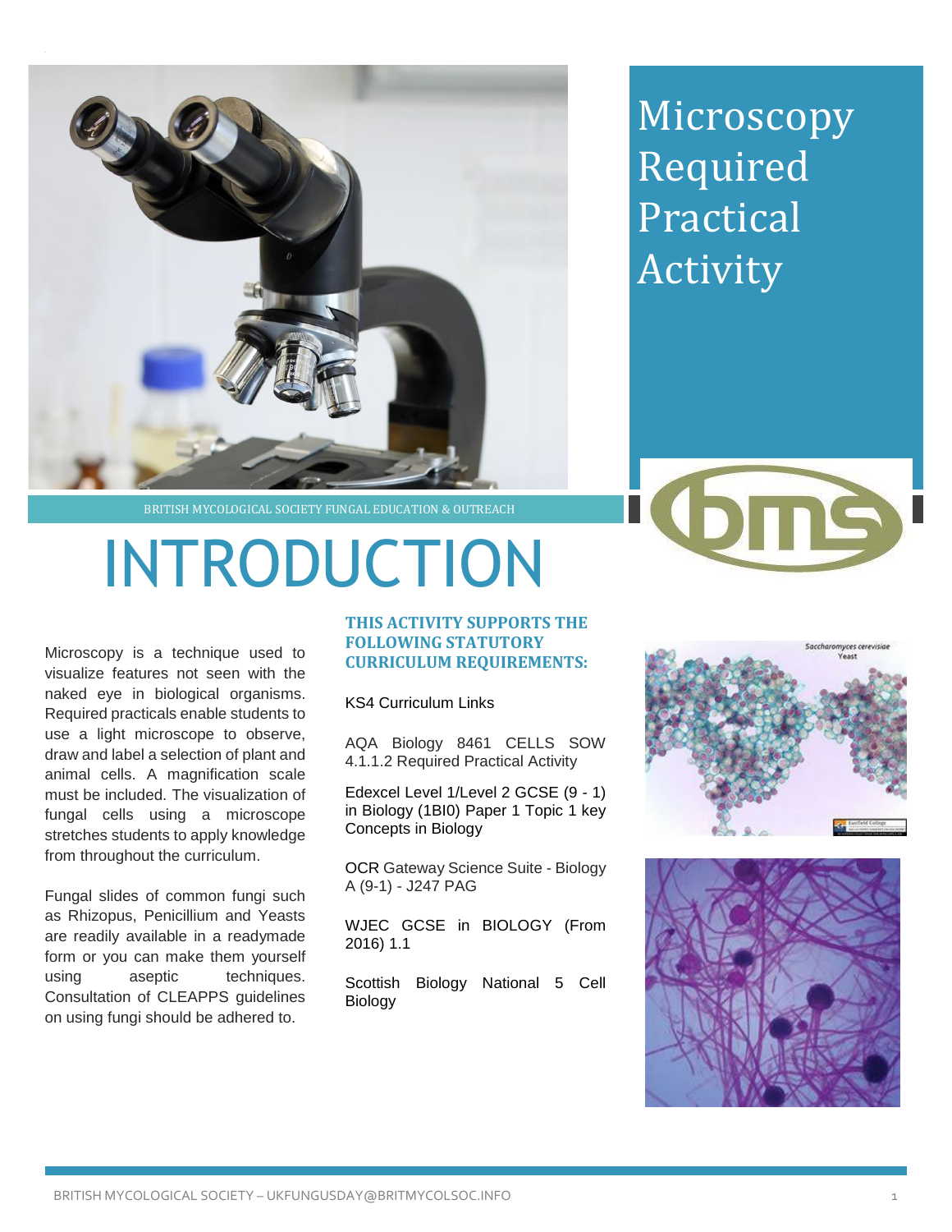# Microscopy Required Practical Activity

BRITISH MYCOLOGICAL SOCIETY FUNGAL EDUCATION & OUTREACH

# INTRODUCTION

Microscopy is a technique used to visualize features not seen with the naked eye in biological organisms. Required practicals enable students to use a light microscope to observe, draw and label a selection of plant and animal cells. A magnification scale must be included. The visualization of fungal cells using a microscope stretches students to apply knowledge from throughout the curriculum.

Fungal slides of common fungi such as Rhizopus, Penicillium and Yeasts are readily available in a readymade form or you can make them yourself using aseptic techniques. Consultation of CLEAPPS guidelines on using fungi should be adhered to.

## THIS ACTIVITY SUPPORTS THE FOLLOWING STATUTORY CURRICULUM REQUIREMENTS:

KS4 Curriculum Links

AQA Biology 8461 CELLS SOW 4.1.1.2 Required Practical Activity

Edexcel Level 1/Level 2 GCSE (9 - 1) in Biology (1BI0) Paper 1 Topic 1 key Concepts in Biology

OCR Gateway Science Suite - Biology A (9-1) - J247 PAG

WJEC GCSE in BIOLOGY (From 2016) 1.1

Scottish Biology National 5 Cell Biology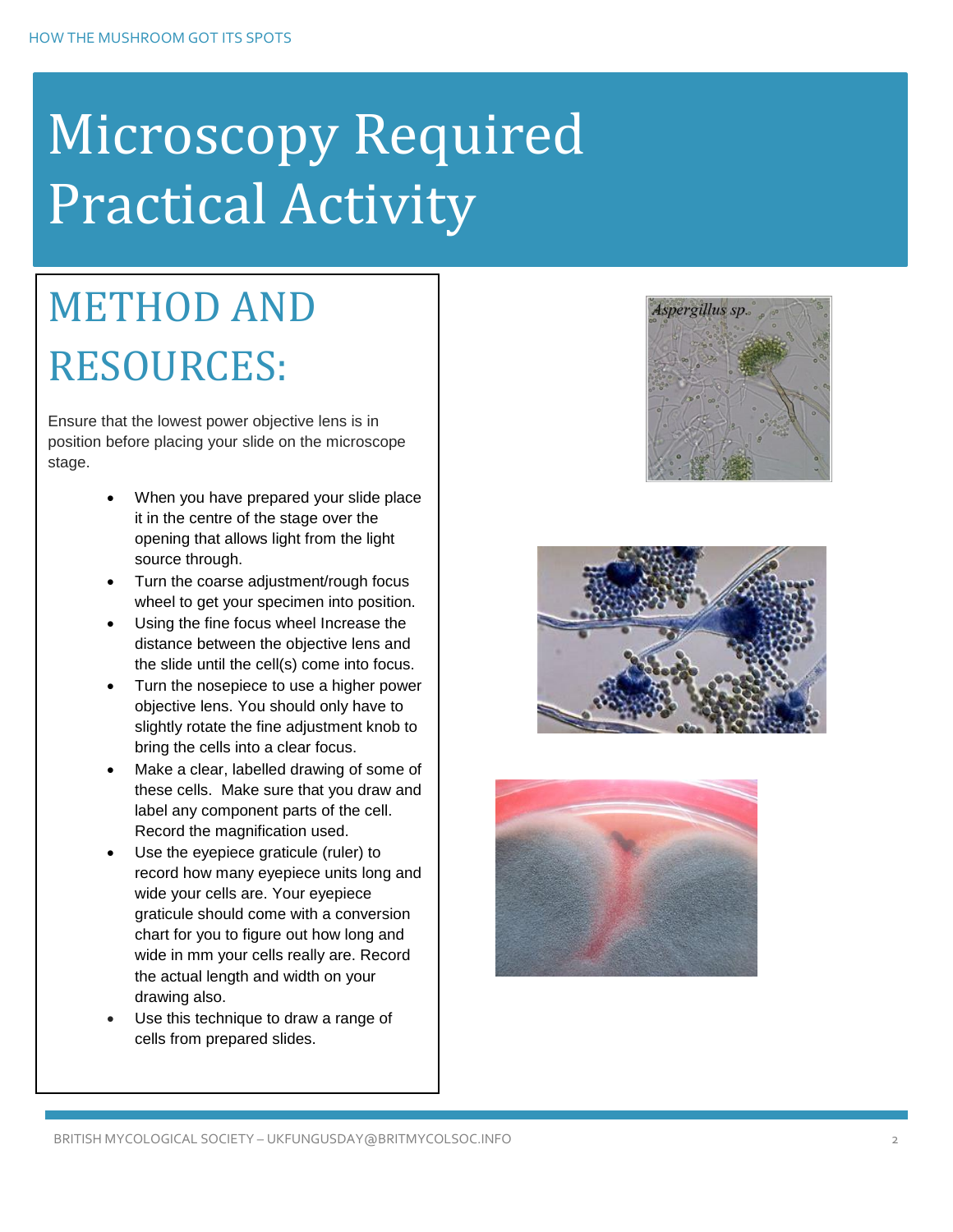# Microscopy Required Practical Activity

## METHOD AND RESOURCES:

Ensure that the lowest power objective lens is in position before placing your slide on the microscope stage.

- When you have prepared your slide place it in the centre of the stage over the opening that allows light from the light source through.
- Turn the coarse adjustment/rough focus wheel to get your specimen into position.
- Using the fine focus wheel Increase the distance between the objective lens and the slide until the cell(s) come into focus.
- Turn the nosepiece to use a higher power objective lens. You should only have to slightly rotate the fine adjustment knob to bring the cells into a clear focus.
- Make a clear, labelled drawing of some of these cells. Make sure that you draw and label any component parts of the cell. Record the magnification used.
- Use the eyepiece graticule (ruler) to record how many eyepiece units long and wide your cells are. Your eyepiece graticule should come with a conversion chart for you to figure out how long and wide in mm your cells really are. Record the actual length and width on your drawing also.
- Use this technique to draw a range of cells from prepared slides.

*Aspergillus sp.*